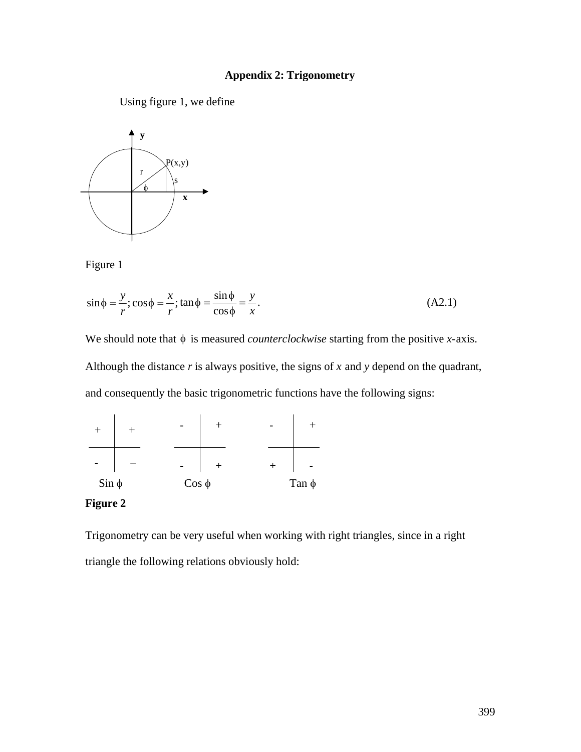# Appendix 2: Trigonometry

Using figure 1, we define

Figure 1

$$\sin\phi = \frac{y}{r};\ \cos\phi = \frac{x}{r};\ \tan\phi = \frac{\sin\phi}{\cos\phi} = \frac{y}{x}. \tag{A2.1}$$

We should note that $\phi$ is measured *counterclockwise* starting from the positive *x*-axis. Although the distance *r* is always positive, the signs of *x* and *y* depend on the quadrant, and consequently the basic trigonometric functions have the following signs:

| Sin $\phi$ | |
|---|---|
| + | + |
| - | – |

| Cos $\phi$ | |
|---|---|
| - | + |
| - | + |

| Tan $\phi$ | |
|---|---|
| - | + |
| + | - |

**Figure 2**

Trigonometry can be very useful when working with right triangles, since in a right triangle the following relations obviously hold: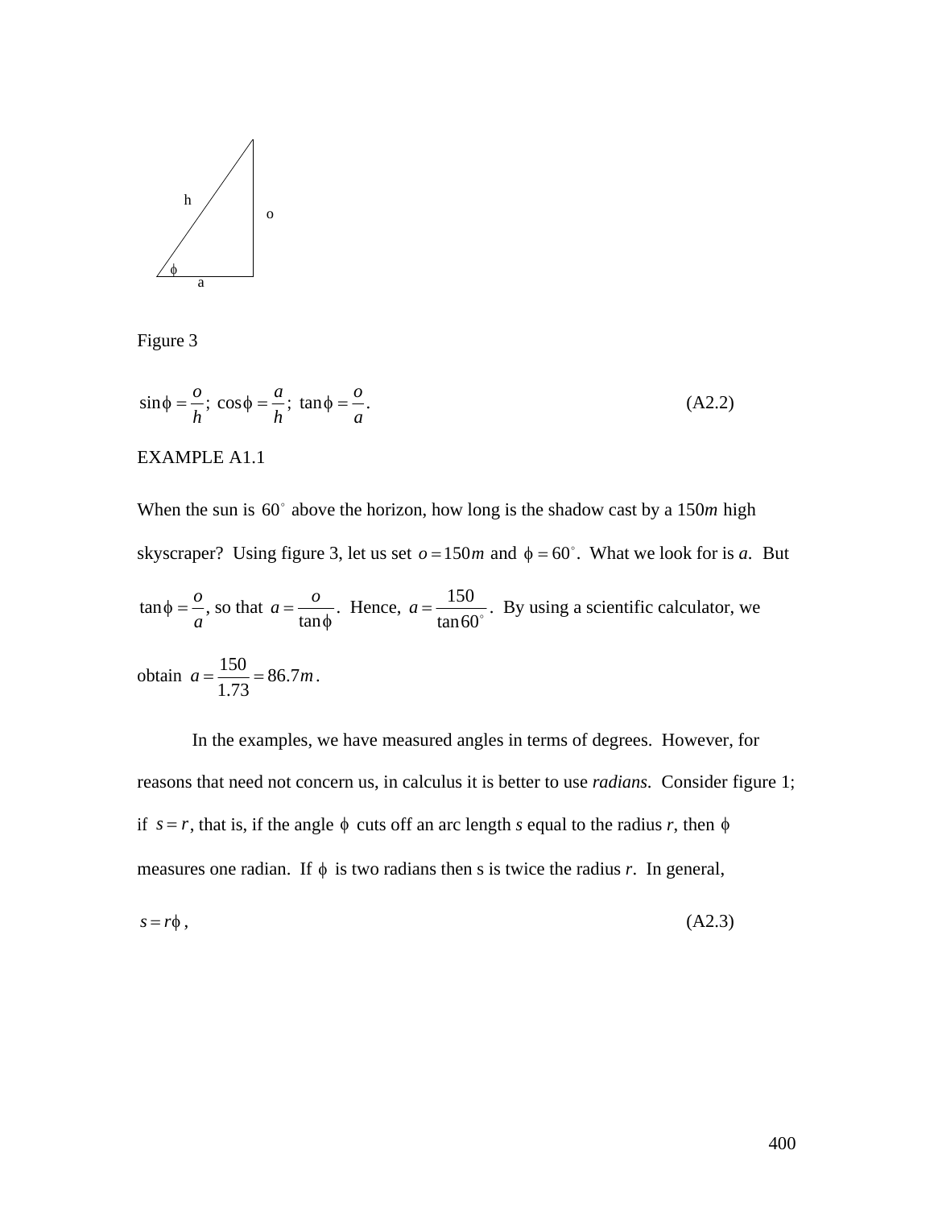Figure 3

$$\sin\phi = \frac{o}{h};\ \cos\phi = \frac{a}{h};\ \tan\phi = \frac{o}{a}. \tag{A2.2}$$

EXAMPLE A1.1

When the sun is $60^\circ$ above the horizon, how long is the shadow cast by a 150*m* high skyscraper? Using figure 3, let us set $o = 150m$ and $\phi = 60^\circ$. What we look for is *a*. But $\tan\phi = \frac{o}{a}$, so that $a = \frac{o}{\tan\phi}$. Hence, $a = \frac{150}{\tan 60^\circ}$. By using a scientific calculator, we obtain $a = \frac{150}{1.73} = 86.7m$.

In the examples, we have measured angles in terms of degrees. However, for reasons that need not concern us, in calculus it is better to use *radians*. Consider figure 1; if $s = r$, that is, if the angle $\phi$ cuts off an arc length *s* equal to the radius *r*, then $\phi$ measures one radian. If $\phi$ is two radians then s is twice the radius *r*. In general,

$$s = r\phi\,, \tag{A2.3}$$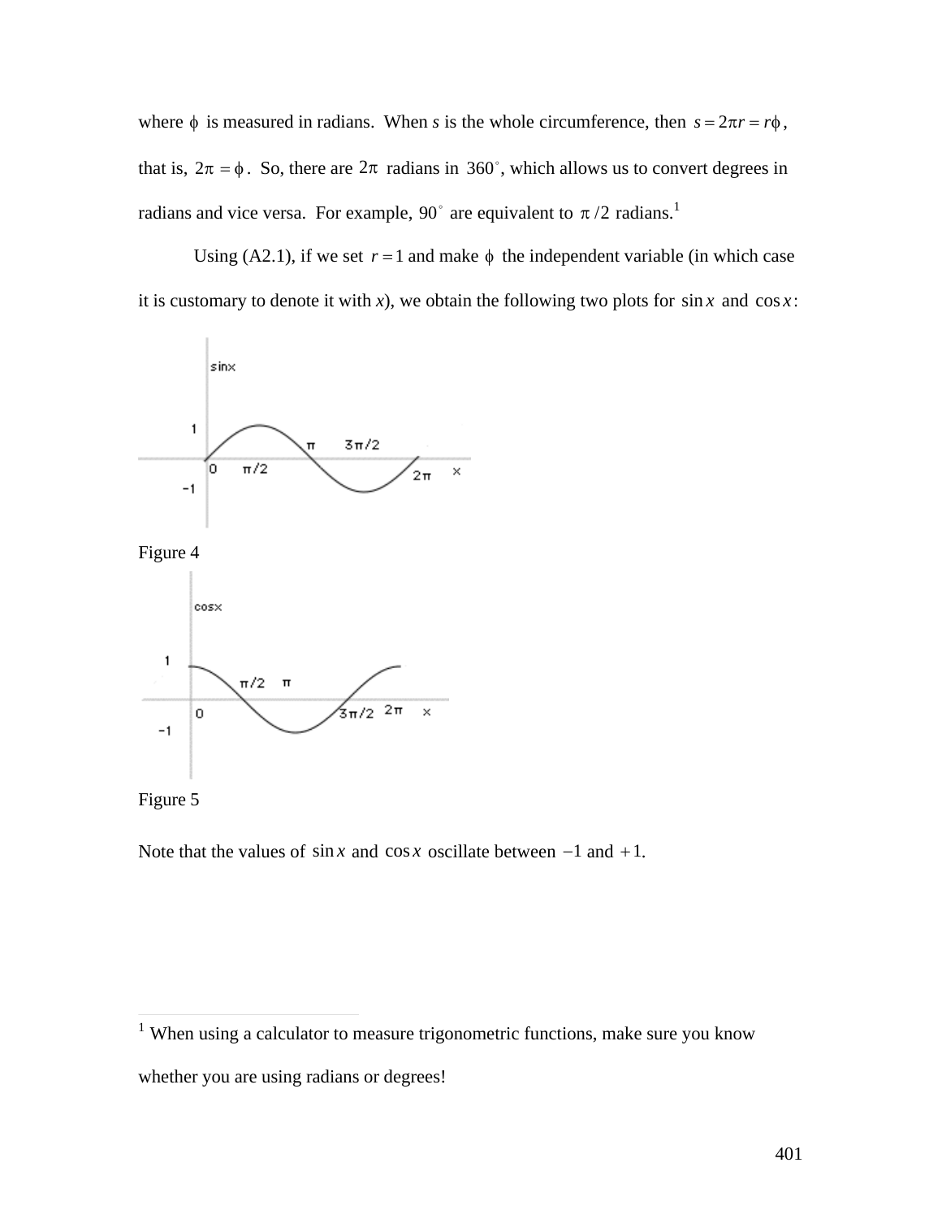where $\phi$ is measured in radians. When $s$ is the whole circumference, then $s = 2\pi r = r\phi$, that is, $2\pi = \phi$. So, there are $2\pi$ radians in $360^\circ$, which allows us to convert degrees in radians and vice versa. For example, $90^\circ$ are equivalent to $\pi/2$ radians.[1]

Using (A2.1), if we set $r = 1$ and make $\phi$ the independent variable (in which case it is customary to denote it with $x$), we obtain the following two plots for $\sin x$ and $\cos x$:

Figure 4

Figure 5

Note that the values of $\sin x$ and $\cos x$ oscillate between $-1$ and $+1$.

---

[1] When using a calculator to measure trigonometric functions, make sure you know whether you are using radians or degrees!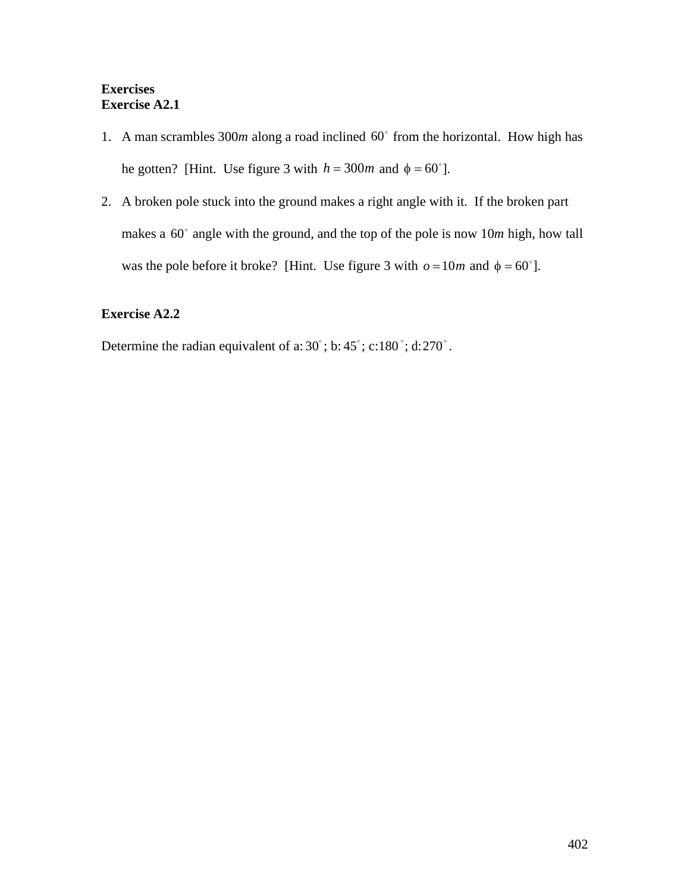**Exercises**

**Exercise A2.1**

1. A man scrambles 300*m* along a road inclined $60^\circ$ from the horizontal. How high has he gotten? [Hint. Use figure 3 with $h = 300m$ and $\phi = 60^\circ$].
2. A broken pole stuck into the ground makes a right angle with it. If the broken part makes a $60^\circ$ angle with the ground, and the top of the pole is now 10*m* high, how tall was the pole before it broke? [Hint. Use figure 3 with $o = 10m$ and $\phi = 60^\circ$].

**Exercise A2.2**

Determine the radian equivalent of a: $30^\circ$; b: $45^\circ$; c: $180^\circ$; d: $270^\circ$.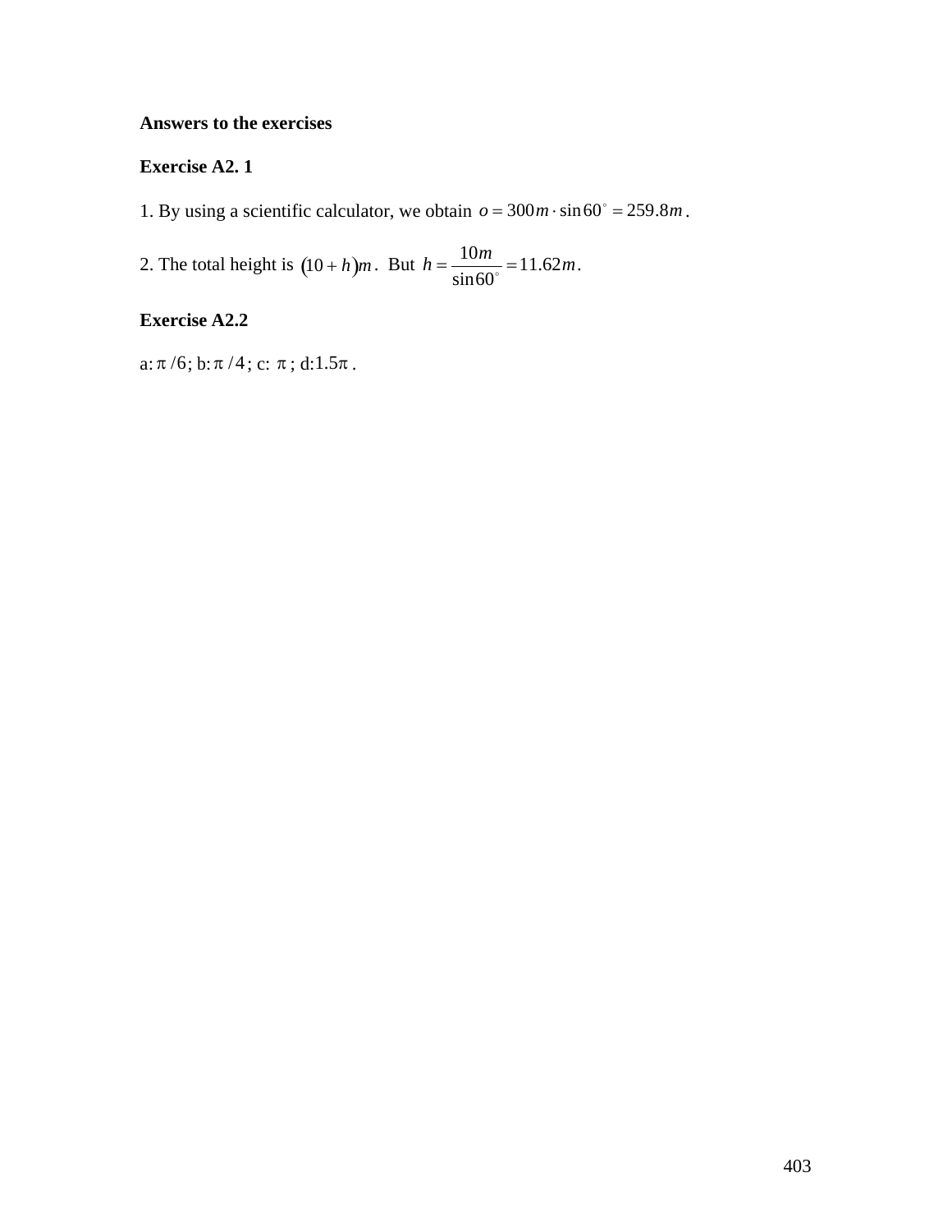**Answers to the exercises**

**Exercise A2. 1**

1. By using a scientific calculator, we obtain $o = 300m \cdot \sin 60^\circ = 259.8m$.

2. The total height is $(10 + h)m$. But $h = \dfrac{10m}{\sin 60^\circ} = 11.62m$.

**Exercise A2.2**

a: $\pi/6$; b: $\pi/4$; c: $\pi$; d: $1.5\pi$.